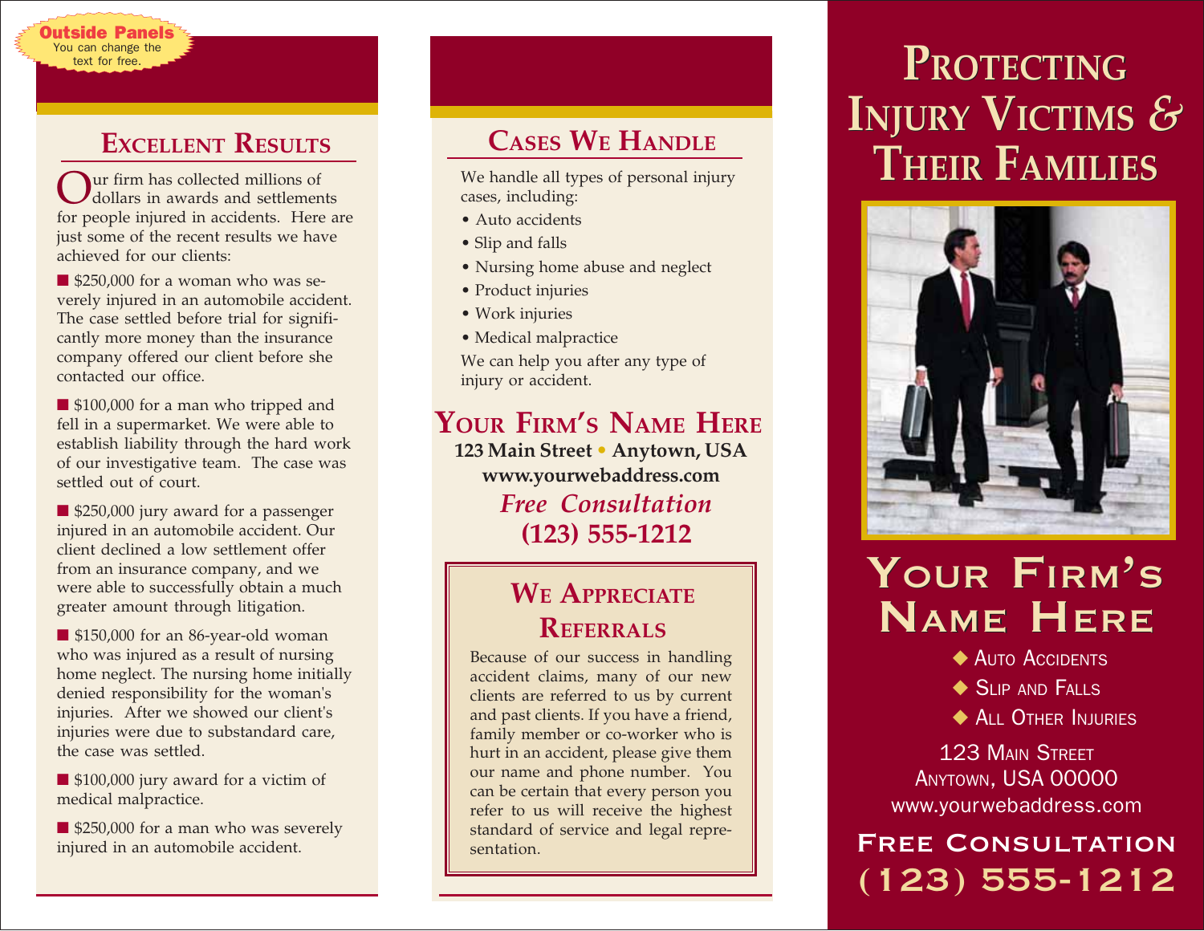**Outside Panels**
You can change the text for free.

## Excellent Results

Our firm has collected millions of dollars in awards and settlements for people injured in accidents. Here are just some of the recent results we have achieved for our clients:

- $250,000 for a woman who was severely injured in an automobile accident. The case settled before trial for significantly more money than the insurance company offered our client before she contacted our office.
- $100,000 for a man who tripped and fell in a supermarket. We were able to establish liability through the hard work of our investigative team. The case was settled out of court.
- $250,000 jury award for a passenger injured in an automobile accident. Our client declined a low settlement offer from an insurance company, and we were able to successfully obtain a much greater amount through litigation.
- $150,000 for an 86-year-old woman who was injured as a result of nursing home neglect. The nursing home initially denied responsibility for the woman's injuries. After we showed our client's injuries were due to substandard care, the case was settled.
- $100,000 jury award for a victim of medical malpractice.
- $250,000 for a man who was severely injured in an automobile accident.

## Cases We Handle

We handle all types of personal injury cases, including:

- Auto accidents
- Slip and falls
- Nursing home abuse and neglect
- Product injuries
- Work injuries
- Medical malpractice

We can help you after any type of injury or accident.

## Your Firm's Name Here

**123 Main Street • Anytown, USA**
**www.yourwebaddress.com**
***Free Consultation***
**(123) 555-1212**

## We Appreciate Referrals

Because of our success in handling accident claims, many of our new clients are referred to us by current and past clients. If you have a friend, family member or co-worker who is hurt in an accident, please give them our name and phone number. You can be certain that every person you refer to us will receive the highest standard of service and legal representation.

# Protecting Injury Victims & Their Families

# Your Firm's Name Here

- Auto Accidents
- Slip and Falls
- All Other Injuries

123 Main Street
Anytown, USA 00000
www.yourwebaddress.com

**Free Consultation**
**(123) 555-1212**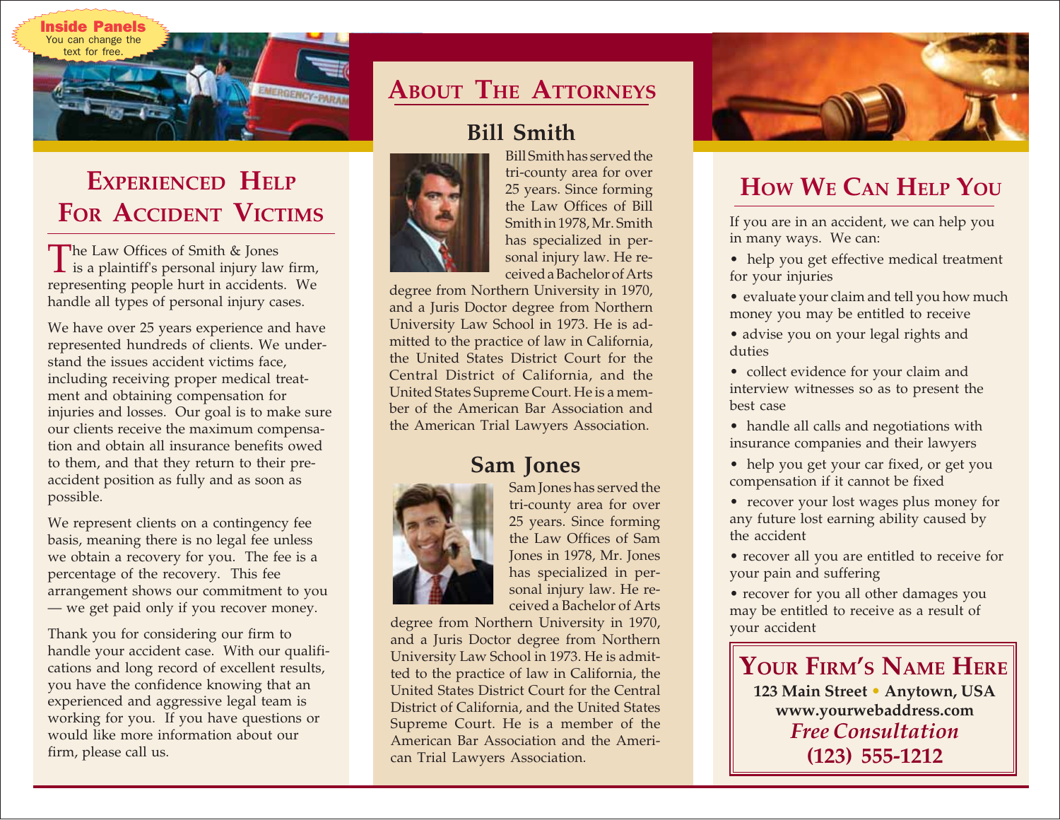Inside Panels
You can change the text for free.

## Experienced Help For Accident Victims

The Law Offices of Smith & Jones is a plaintiff's personal injury law firm, representing people hurt in accidents. We handle all types of personal injury cases.

We have over 25 years experience and have represented hundreds of clients. We understand the issues accident victims face, including receiving proper medical treatment and obtaining compensation for injuries and losses. Our goal is to make sure our clients receive the maximum compensation and obtain all insurance benefits owed to them, and that they return to their pre-accident position as fully and as soon as possible.

We represent clients on a contingency fee basis, meaning there is no legal fee unless we obtain a recovery for you. The fee is a percentage of the recovery. This fee arrangement shows our commitment to you — we get paid only if you recover money.

Thank you for considering our firm to handle your accident case. With our qualifications and long record of excellent results, you have the confidence knowing that an experienced and aggressive legal team is working for you. If you have questions or would like more information about our firm, please call us.

## About The Attorneys

### Bill Smith

Bill Smith has served the tri-county area for over 25 years. Since forming the Law Offices of Bill Smith in 1978, Mr. Smith has specialized in personal injury law. He received a Bachelor of Arts degree from Northern University in 1970, and a Juris Doctor degree from Northern University Law School in 1973. He is admitted to the practice of law in California, the United States District Court for the Central District of California, and the United States Supreme Court. He is a member of the American Bar Association and the American Trial Lawyers Association.

### Sam Jones

Sam Jones has served the tri-county area for over 25 years. Since forming the Law Offices of Sam Jones in 1978, Mr. Jones has specialized in personal injury law. He received a Bachelor of Arts degree from Northern University in 1970, and a Juris Doctor degree from Northern University Law School in 1973. He is admitted to the practice of law in California, the United States District Court for the Central District of California, and the United States Supreme Court. He is a member of the American Bar Association and the American Trial Lawyers Association.

## How We Can Help You

If you are in an accident, we can help you in many ways. We can:

- help you get effective medical treatment for your injuries
- evaluate your claim and tell you how much money you may be entitled to receive
- advise you on your legal rights and duties
- collect evidence for your claim and interview witnesses so as to present the best case
- handle all calls and negotiations with insurance companies and their lawyers
- help you get your car fixed, or get you compensation if it cannot be fixed
- recover your lost wages plus money for any future lost earning ability caused by the accident
- recover all you are entitled to receive for your pain and suffering
- recover for you all other damages you may be entitled to receive as a result of your accident

**Your Firm's Name Here**
**123 Main Street • Anytown, USA**
**www.yourwebaddress.com**
***Free Consultation***
**(123) 555-1212**